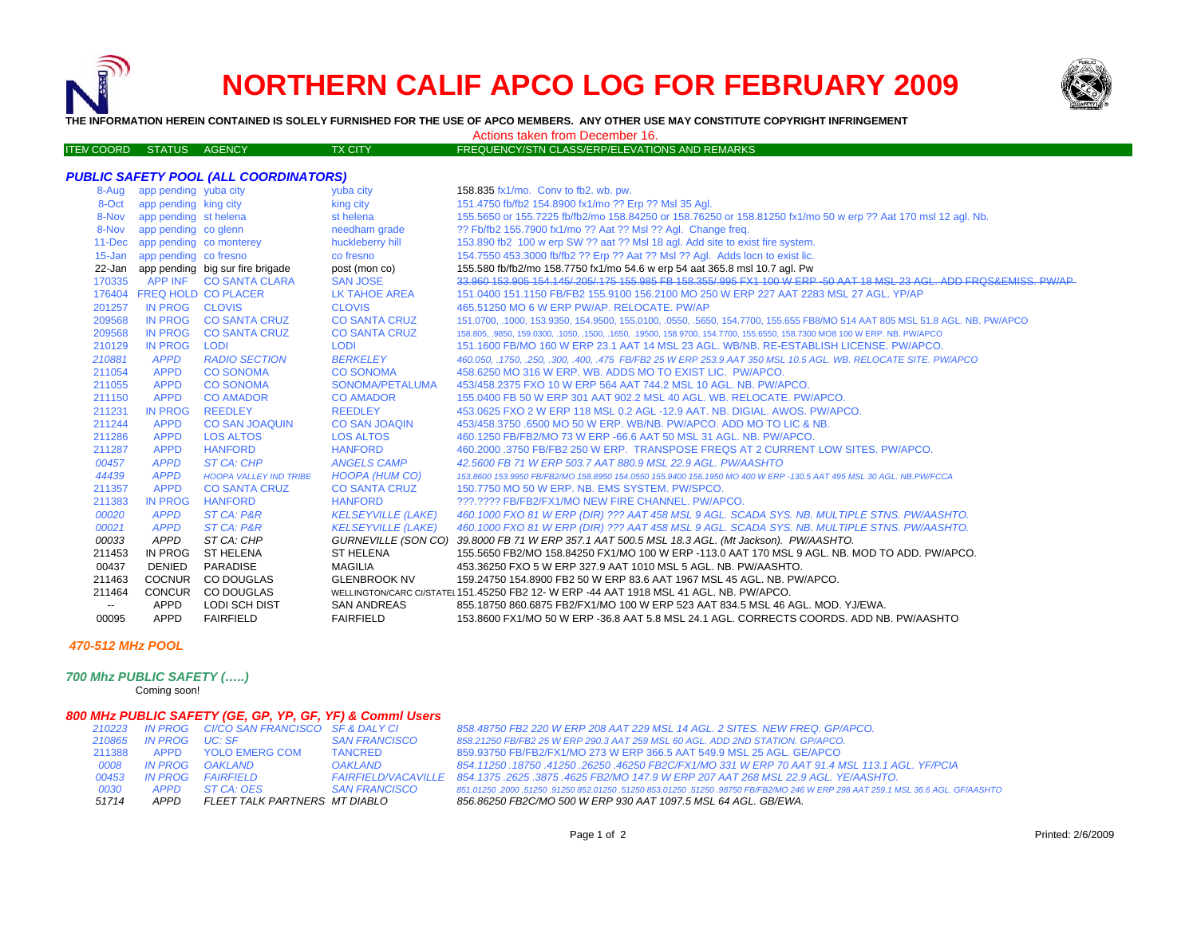# NORTHERN CALIF APCO LOG FOR FEBRUARY 2009

**THE INFORMATION HEREIN CONTAINED IS SOLELY FURNISHED FOR THE USE OF APCO MEMBERS. ANY OTHER USE MAY CONSTITUTE COPYRIGHT INFRINGEMENT**

Actions taken from December 16.

| ITEM COORD | STATUS | AGENCY | TX CITY | FREQUENCY/STN CLASS/ERP/ELEVATIONS AND REMARKS |
|---|---|---|---|---|

### *PUBLIC SAFETY POOL (ALL COORDINATORS)*

| ITEM COORD | STATUS | AGENCY | TX CITY | FREQUENCY/STN CLASS/ERP/ELEVATIONS AND REMARKS |
|---|---|---|---|---|
| 8-Aug | app pending | yuba city | yuba city | 158.835 fx1/mo. Conv to fb2. wb. pw. |
| 8-Oct | app pending | king city | king city | 151.4750 fb/fb2 154.8900 fx1/mo ?? Erp ?? Msl 35 Agl. |
| 8-Nov | app pending | st helena | st helena | 155.5650 or 155.7225 fb/fb2/mo 158.84250 or 158.76250 or 158.81250 fx1/mo 50 w erp ?? Aat 170 msl 12 agl. Nb. |
| 8-Nov | app pending | co glenn | needham grade | ?? Fb/fb2 155.7900 fx1/mo ?? Aat ?? Msl ?? Agl. Change freq. |
| 11-Dec | app pending | co monterey | huckleberry hill | 153.890 fb2 100 w erp SW ?? aat ?? Msl 18 agl. Add site to exist fire system. |
| 15-Jan | app pending | co fresno | co fresno | 154.7550 453.3000 fb/fb2 ?? Erp ?? Aat ?? Msl ?? Agl. Adds locn to exist lic. |
| 22-Jan | app pending | big sur fire brigade | post (mon co) | 155.580 fb/fb2/mo 158.7750 fx1/mo 54.6 w erp 54 aat 365.8 msl 10.7 agl. Pw |
| 170335 | APP INF | CO SANTA CLARA | SAN JOSE | ~~33.960 153.905 154.145/.205/.175 155.985 FB 158.355/.995 FX1 100 W ERP -50 AAT 18 MSL 23 AGL. ADD FRQS&EMISS. PW/AP~~ |
| 176404 | FREQ HOLD | CO PLACER | LK TAHOE AREA | 151.0400 151.1150 FB/FB2 155.9100 156.2100 MO 250 W ERP 227 AAT 2283 MSL 27 AGL. YP/AP |
| 201257 | IN PROG | CLOVIS | CLOVIS | 465.51250 MO 6 W ERP PW/AP. RELOCATE. PW/AP |
| 209568 | IN PROG | CO SANTA CRUZ | CO SANTA CRUZ | 151.0700, .1000, 153.9350, 154.9500, 155.0100, .0550, .5650, 154.7700, 155.655 FB8/MO 514 AAT 805 MSL 51.8 AGL. NB. PW/APCO |
| 209568 | IN PROG | CO SANTA CRUZ | CO SANTA CRUZ | 158.805, .9850, 159.0300, .1050, .1500, .1650, .19500, 158.9700, 154.7700, 155.6550, 158.7300 MO8 100 W ERP. NB. PW/APCO |
| 210129 | IN PROG | LODI | LODI | 151.1600 FB/MO 160 W ERP 23.1 AAT 14 MSL 23 AGL. WB/NB. RE-ESTABLISH LICENSE. PW/APCO. |
| *210881* | *APPD* | *RADIO SECTION* | *BERKELEY* | *460.050, .1750, .250, .300, .400, .475 FB/FB2 25 W ERP 253.9 AAT 350 MSL 10.5 AGL. WB. RELOCATE SITE. PW/APCO* |
| 211054 | APPD | CO SONOMA | CO SONOMA | 458.6250 MO 316 W ERP. WB. ADDS MO TO EXIST LIC. PW/APCO. |
| 211055 | APPD | CO SONOMA | SONOMA/PETALUMA | 453/458.2375 FXO 10 W ERP 564 AAT 744.2 MSL 10 AGL. NB. PW/APCO. |
| 211150 | APPD | CO AMADOR | CO AMADOR | 155.0400 FB 50 W ERP 301 AAT 902.2 MSL 40 AGL. WB. RELOCATE. PW/APCO. |
| 211231 | IN PROG | REEDLEY | REEDLEY | 453.0625 FXO 2 W ERP 118 MSL 0.2 AGL -12.9 AAT. NB. DIGIAL. AWOS. PW/APCO. |
| 211244 | APPD | CO SAN JOAQUIN | CO SAN JOAQIN | 453/458.3750 .6500 MO 50 W ERP. WB/NB. PW/APCO. ADD MO TO LIC & NB. |
| 211286 | APPD | LOS ALTOS | LOS ALTOS | 460.1250 FB/FB2/MO 73 W ERP -66.6 AAT 50 MSL 31 AGL. NB. PW/APCO. |
| 211287 | APPD | HANFORD | HANFORD | 460.2000 .3750 FB/FB2 250 W ERP. TRANSPOSE FREQS AT 2 CURRENT LOW SITES. PW/APCO. |
| *00457* | *APPD* | *ST CA: CHP* | *ANGELS CAMP* | *42.5600 FB 71 W ERP 503.7 AAT 880.9 MSL 22.9 AGL. PW/AASHTO* |
| *44439* | *APPD* | *HOOPA VALLEY IND TRIBE* | *HOOPA (HUM CO)* | *153.8600 153.9950 FB/FB2/MO 158.8950 154.0550 155.9400 156.1950 MO 400 W ERP -130.5 AAT 495 MSL 30 AGL. NB.PW/FCCA* |
| 211357 | APPD | CO SANTA CRUZ | CO SANTA CRUZ | 150.7750 MO 50 W ERP. NB. EMS SYSTEM. PW/SPCO. |
| 211383 | IN PROG | HANFORD | HANFORD | ???.???? FB/FB2/FX1/MO NEW FIRE CHANNEL. PW/APCO. |
| *00020* | *APPD* | *ST CA: P&R* | *KELSEYVILLE (LAKE)* | *460.1000 FXO 81 W ERP (DIR) ??? AAT 458 MSL 9 AGL. SCADA SYS. NB. MULTIPLE STNS. PW/AASHTO.* |
| *00021* | *APPD* | *ST CA: P&R* | *KELSEYVILLE (LAKE)* | *460.1000 FXO 81 W ERP (DIR) ??? AAT 458 MSL 9 AGL. SCADA SYS. NB. MULTIPLE STNS. PW/AASHTO.* |
| *00033* | *APPD* | *ST CA: CHP* | *GURNEVILLE (SON CO)* | *39.8000 FB 71 W ERP 357.1 AAT 500.5 MSL 18.3 AGL. (Mt Jackson). PW/AASHTO.* |
| 211453 | IN PROG | ST HELENA | ST HELENA | 155.5650 FB2/MO 158.84250 FX1/MO 100 W ERP -113.0 AAT 170 MSL 9 AGL. NB. MOD TO ADD. PW/APCO. |
| 00437 | DENIED | PARADISE | MAGILIA | 453.36250 FXO 5 W ERP 327.9 AAT 1010 MSL 5 AGL. NB. PW/AASHTO. |
| 211463 | COCNUR | CO DOUGLAS | GLENBROOK NV | 159.24750 154.8900 FB2 50 W ERP 83.6 AAT 1967 MSL 45 AGL. NB. PW/APCO. |
| 211464 | CONCUR | CO DOUGLAS | WELLINGTON/CARC CI/STATEL | 151.45250 FB2 12- W ERP -44 AAT 1918 MSL 41 AGL. NB. PW/APCO. |
| -- | APPD | LODI SCH DIST | SAN ANDREAS | 855.18750 860.6875 FB2/FX1/MO 100 W ERP 523 AAT 834.5 MSL 46 AGL. MOD. YJ/EWA. |
| 00095 | APPD | FAIRFIELD | FAIRFIELD | 153.8600 FX1/MO 50 W ERP -36.8 AAT 5.8 MSL 24.1 AGL. CORRECTS COORDS. ADD NB. PW/AASHTO |

### *470-512 MHz POOL*

### *700 Mhz PUBLIC SAFETY (…..)*

Coming soon!

### *800 MHz PUBLIC SAFETY (GE, GP, YP, GF, YF) & Comml Users*

| ITEM COORD | STATUS | AGENCY | TX CITY | FREQUENCY/STN CLASS/ERP/ELEVATIONS AND REMARKS |
|---|---|---|---|---|
| *210223* | *IN PROG* | *CI/CO SAN FRANCISCO* | *SF & DALY CI* | *858.48750 FB2 220 W ERP 208 AAT 229 MSL 14 AGL. 2 SITES. NEW FREQ. GP/APCO.* |
| *210865* | *IN PROG* | *UC: SF* | *SAN FRANCISCO* | *858.21250 FB/FB2 25 W ERP 290.3 AAT 259 MSL 60 AGL. ADD 2ND STATION. GP/APCO.* |
| 211388 | APPD | YOLO EMERG COM | TANCRED | 859.93750 FB/FB2/FX1/MO 273 W ERP 366.5 AAT 549.9 MSL 25 AGL. GE/APCO |
| *0008* | *IN PROG* | *OAKLAND* | *OAKLAND* | *854.11250 .18750 .41250 .26250 .46250 FB2C/FX1/MO 331 W ERP 70 AAT 91.4 MSL 113.1 AGL. YF/PCIA* |
| *00453* | *IN PROG* | *FAIRFIELD* | *FAIRFIELD/VACAVILLE* | *854.1375 .2625 .3875 .4625 FB2/MO 147.9 W ERP 207 AAT 268 MSL 22.9 AGL. YE/AASHTO.* |
| *0030* | *APPD* | *ST CA: OES* | *SAN FRANCISCO* | *851.01250 .2000 .51250 .91250 852.01250 .51250 853.01250 .51250 .98750 FB/FB2/MO 246 W ERP 298 AAT 259.1 MSL 36.6 AGL. GF/AASHTO* |
| *51714* | *APPD* | *FLEET TALK PARTNERS* | *MT DIABLO* | *856.86250 FB2C/MO 500 W ERP 930 AAT 1097.5 MSL 64 AGL. GB/EWA.* |

Printed: 2/6/2009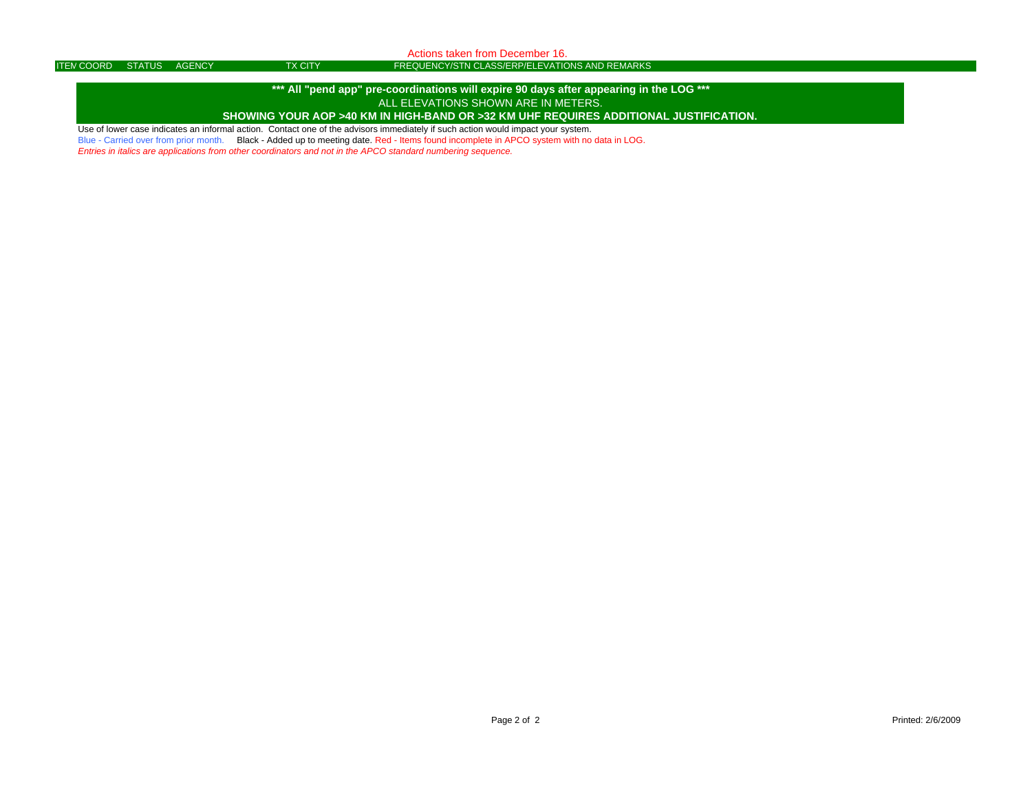Actions taken from December 16.

| ITEM | COORD | STATUS | AGENCY | TX CITY | FREQUENCY/STN CLASS/ERP/ELEVATIONS AND REMARKS |
|---|---|---|---|---|---|

**\*\*\* All "pend app" pre-coordinations will expire 90 days after appearing in the LOG \*\*\***

ALL ELEVATIONS SHOWN ARE IN METERS.

**SHOWING YOUR AOP >40 KM IN HIGH-BAND OR >32 KM UHF REQUIRES ADDITIONAL JUSTIFICATION.**

Use of lower case indicates an informal action. Contact one of the advisors immediately if such action would impact your system.

Blue - Carried over from prior month. Black - Added up to meeting date. Red - Items found incomplete in APCO system with no data in LOG.

*Entries in italics are applications from other coordinators and not in the APCO standard numbering sequence.*

Printed: 2/6/2009